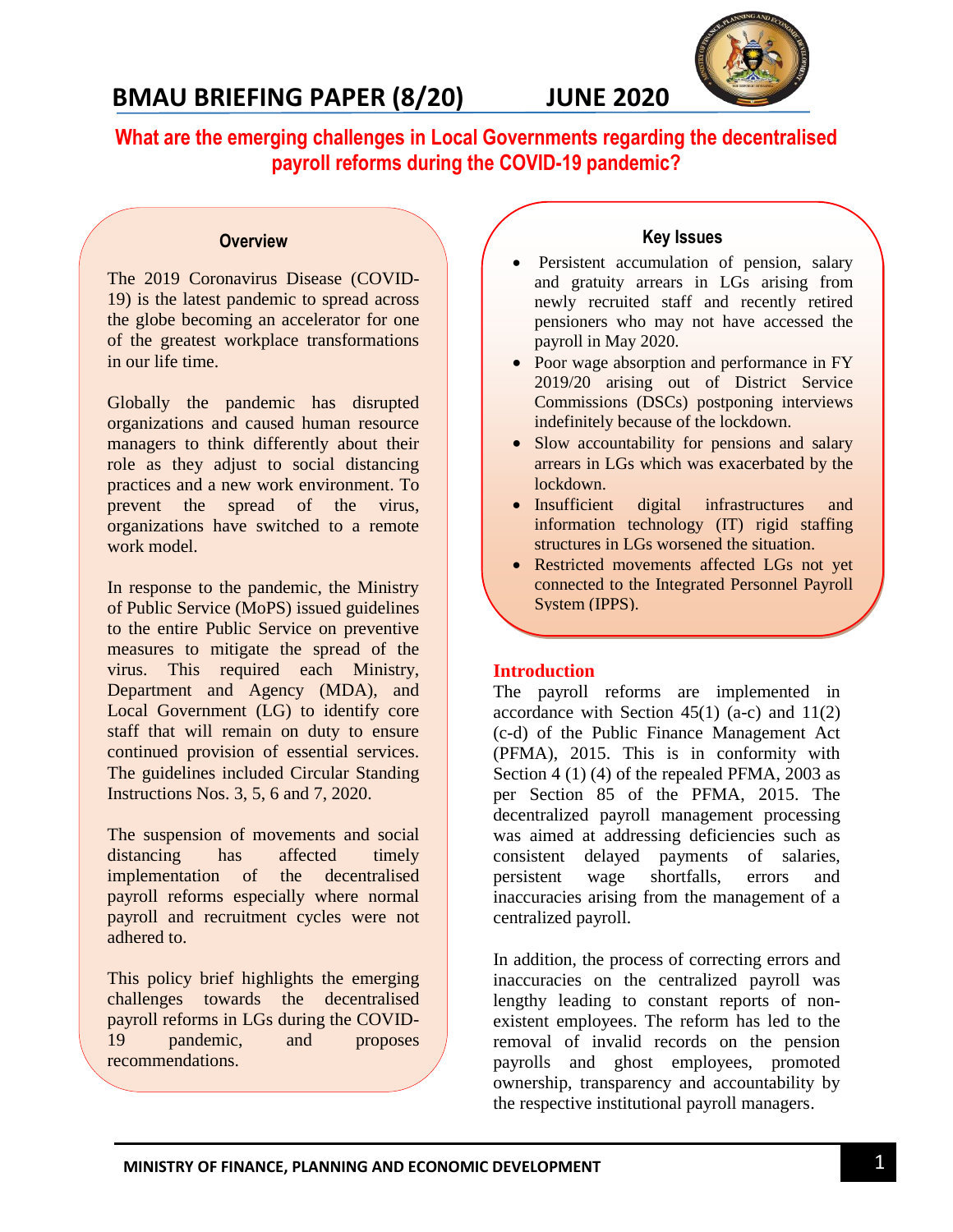# BMAU BRIEFING PAPER (8/20) JUNE 2020

## What are the emerging challenges in Local Governments regarding the decentralised payroll reforms during the COVID-19 pandemic?

### Overview

The 2019 Coronavirus Disease (COVID-19) is the latest pandemic to spread across the globe becoming an accelerator for one of the greatest workplace transformations in our life time.

Globally the pandemic has disrupted organizations and caused human resource managers to think differently about their role as they adjust to social distancing practices and a new work environment. To prevent the spread of the virus, organizations have switched to a remote work model.

In response to the pandemic, the Ministry of Public Service (MoPS) issued guidelines to the entire Public Service on preventive measures to mitigate the spread of the virus. This required each Ministry, Department and Agency (MDA), and Local Government (LG) to identify core staff that will remain on duty to ensure continued provision of essential services. The guidelines included Circular Standing Instructions Nos. 3, 5, 6 and 7, 2020.

The suspension of movements and social distancing has affected timely implementation of the decentralised payroll reforms especially where normal payroll and recruitment cycles were not adhered to.

This policy brief highlights the emerging challenges towards the decentralised payroll reforms in LGs during the COVID-19 pandemic, and proposes recommendations.

### Key Issues

- Persistent accumulation of pension, salary and gratuity arrears in LGs arising from newly recruited staff and recently retired pensioners who may not have accessed the payroll in May 2020.
- Poor wage absorption and performance in FY 2019/20 arising out of District Service Commissions (DSCs) postponing interviews indefinitely because of the lockdown.
- Slow accountability for pensions and salary arrears in LGs which was exacerbated by the lockdown.
- Insufficient digital infrastructures and information technology (IT) rigid staffing structures in LGs worsened the situation.
- Restricted movements affected LGs not yet connected to the Integrated Personnel Payroll System (IPPS).

### Introduction

The payroll reforms are implemented in accordance with Section 45(1) (a-c) and 11(2) (c-d) of the Public Finance Management Act (PFMA), 2015. This is in conformity with Section 4 (1) (4) of the repealed PFMA, 2003 as per Section 85 of the PFMA, 2015. The decentralized payroll management processing was aimed at addressing deficiencies such as consistent delayed payments of salaries, persistent wage shortfalls, errors and inaccuracies arising from the management of a centralized payroll.

In addition, the process of correcting errors and inaccuracies on the centralized payroll was lengthy leading to constant reports of non-existent employees. The reform has led to the removal of invalid records on the pension payrolls and ghost employees, promoted ownership, transparency and accountability by the respective institutional payroll managers.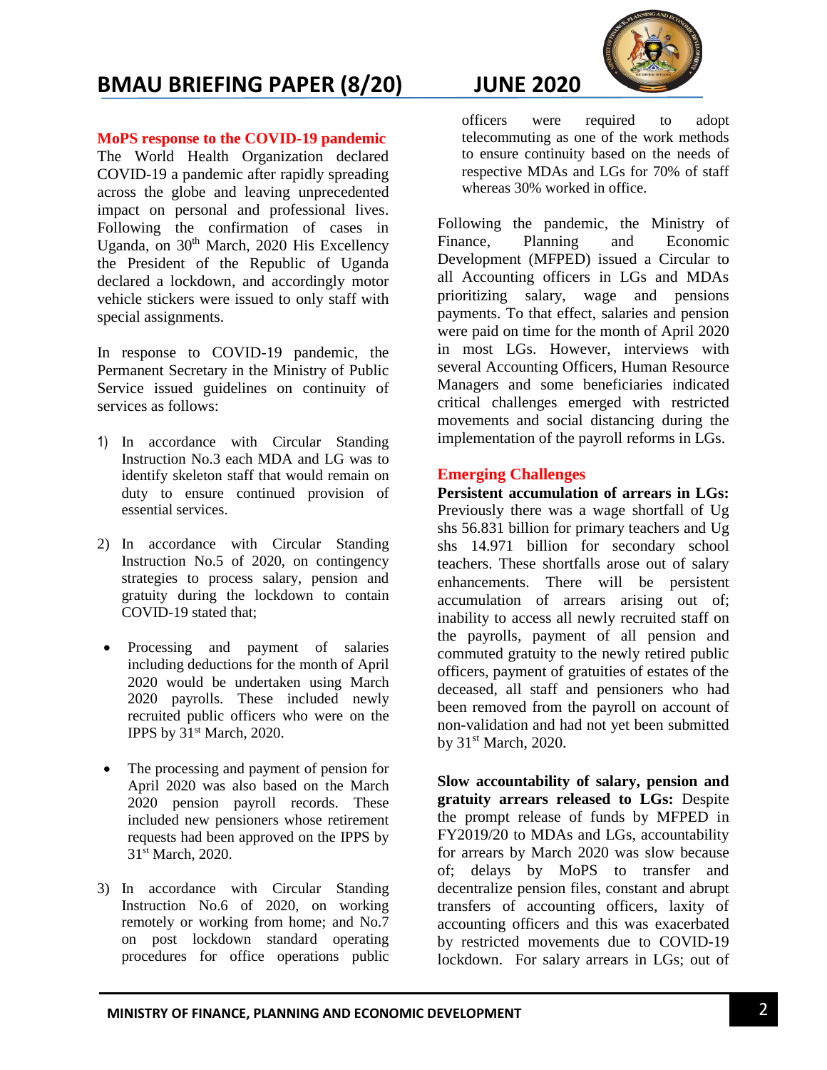## MoPS response to the COVID-19 pandemic

The World Health Organization declared COVID-19 a pandemic after rapidly spreading across the globe and leaving unprecedented impact on personal and professional lives. Following the confirmation of cases in Uganda, on 30th March, 2020 His Excellency the President of the Republic of Uganda declared a lockdown, and accordingly motor vehicle stickers were issued to only staff with special assignments.

In response to COVID-19 pandemic, the Permanent Secretary in the Ministry of Public Service issued guidelines on continuity of services as follows:

1) In accordance with Circular Standing Instruction No.3 each MDA and LG was to identify skeleton staff that would remain on duty to ensure continued provision of essential services.

2) In accordance with Circular Standing Instruction No.5 of 2020, on contingency strategies to process salary, pension and gratuity during the lockdown to contain COVID-19 stated that;

- Processing and payment of salaries including deductions for the month of April 2020 would be undertaken using March 2020 payrolls. These included newly recruited public officers who were on the IPPS by 31st March, 2020.

- The processing and payment of pension for April 2020 was also based on the March 2020 pension payroll records. These included new pensioners whose retirement requests had been approved on the IPPS by 31st March, 2020.

3) In accordance with Circular Standing Instruction No.6 of 2020, on working remotely or working from home; and No.7 on post lockdown standard operating procedures for office operations public officers were required to adopt telecommuting as one of the work methods to ensure continuity based on the needs of respective MDAs and LGs for 70% of staff whereas 30% worked in office.

Following the pandemic, the Ministry of Finance, Planning and Economic Development (MFPED) issued a Circular to all Accounting officers in LGs and MDAs prioritizing salary, wage and pensions payments. To that effect, salaries and pension were paid on time for the month of April 2020 in most LGs. However, interviews with several Accounting Officers, Human Resource Managers and some beneficiaries indicated critical challenges emerged with restricted movements and social distancing during the implementation of the payroll reforms in LGs.

## Emerging Challenges

**Persistent accumulation of arrears in LGs:** Previously there was a wage shortfall of Ug shs 56.831 billion for primary teachers and Ug shs 14.971 billion for secondary school teachers. These shortfalls arose out of salary enhancements. There will be persistent accumulation of arrears arising out of; inability to access all newly recruited staff on the payrolls, payment of all pension and commuted gratuity to the newly retired public officers, payment of gratuities of estates of the deceased, all staff and pensioners who had been removed from the payroll on account of non-validation and had not yet been submitted by 31st March, 2020.

**Slow accountability of salary, pension and gratuity arrears released to LGs:** Despite the prompt release of funds by MFPED in FY2019/20 to MDAs and LGs, accountability for arrears by March 2020 was slow because of; delays by MoPS to transfer and decentralize pension files, constant and abrupt transfers of accounting officers, laxity of accounting officers and this was exacerbated by restricted movements due to COVID-19 lockdown. For salary arrears in LGs; out of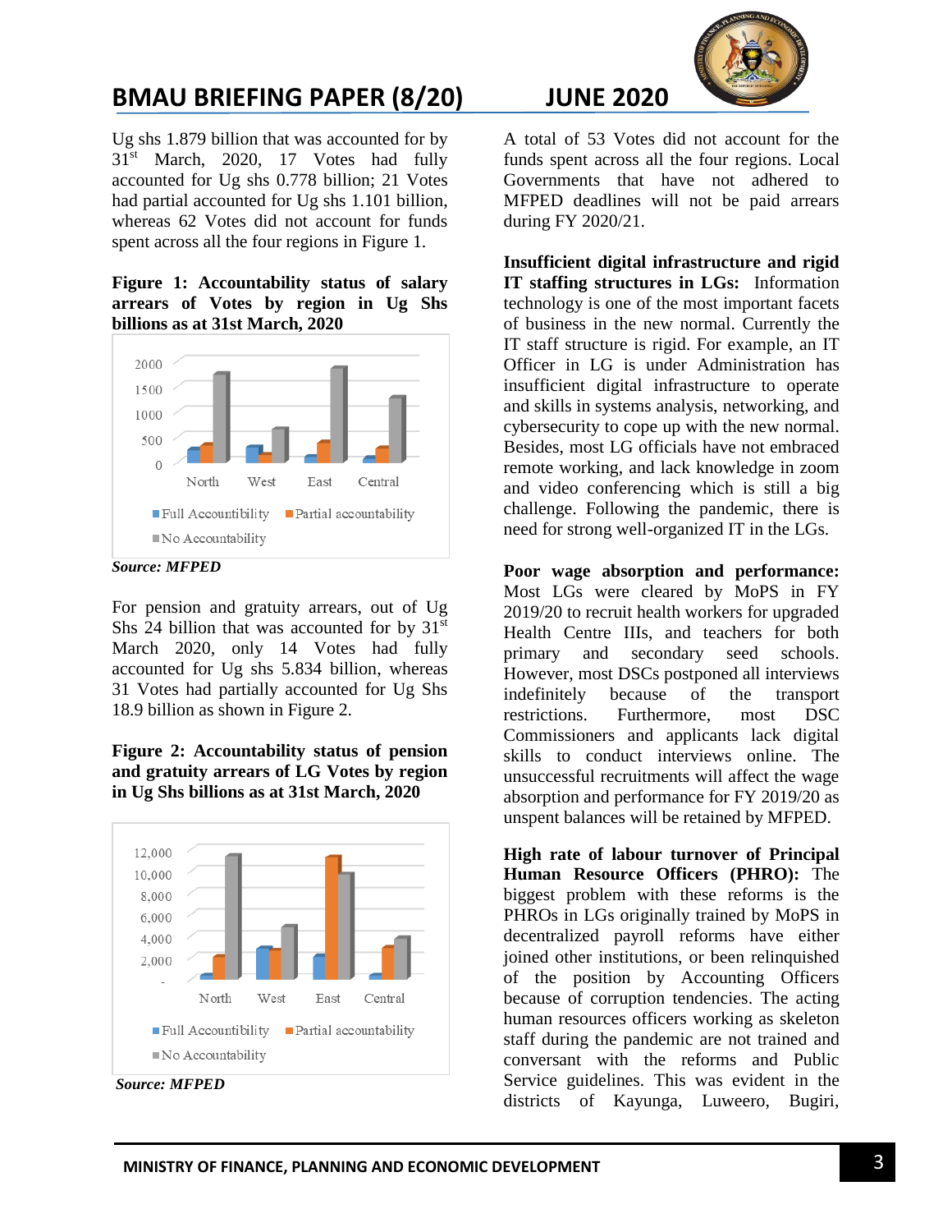Ug shs 1.879 billion that was accounted for by 31st March, 2020, 17 Votes had fully accounted for Ug shs 0.778 billion; 21 Votes had partial accounted for Ug shs 1.101 billion, whereas 62 Votes did not account for funds spent across all the four regions in Figure 1.

**Figure 1: Accountability status of salary arrears of Votes by region in Ug Shs billions as at 31st March, 2020**

***Source: MFPED***

For pension and gratuity arrears, out of Ug Shs 24 billion that was accounted for by 31st March 2020, only 14 Votes had fully accounted for Ug shs 5.834 billion, whereas 31 Votes had partially accounted for Ug Shs 18.9 billion as shown in Figure 2.

**Figure 2: Accountability status of pension and gratuity arrears of LG Votes by region in Ug Shs billions as at 31st March, 2020**

***Source: MFPED***

A total of 53 Votes did not account for the funds spent across all the four regions. Local Governments that have not adhered to MFPED deadlines will not be paid arrears during FY 2020/21.

**Insufficient digital infrastructure and rigid IT staffing structures in LGs:** Information technology is one of the most important facets of business in the new normal. Currently the IT staff structure is rigid. For example, an IT Officer in LG is under Administration has insufficient digital infrastructure to operate and skills in systems analysis, networking, and cybersecurity to cope up with the new normal. Besides, most LG officials have not embraced remote working, and lack knowledge in zoom and video conferencing which is still a big challenge. Following the pandemic, there is need for strong well-organized IT in the LGs.

**Poor wage absorption and performance:** Most LGs were cleared by MoPS in FY 2019/20 to recruit health workers for upgraded Health Centre IIIs, and teachers for both primary and secondary seed schools. However, most DSCs postponed all interviews indefinitely because of the transport restrictions. Furthermore, most DSC Commissioners and applicants lack digital skills to conduct interviews online. The unsuccessful recruitments will affect the wage absorption and performance for FY 2019/20 as unspent balances will be retained by MFPED.

**High rate of labour turnover of Principal Human Resource Officers (PHRO):** The biggest problem with these reforms is the PHROs in LGs originally trained by MoPS in decentralized payroll reforms have either joined other institutions, or been relinquished of the position by Accounting Officers because of corruption tendencies. The acting human resources officers working as skeleton staff during the pandemic are not trained and conversant with the reforms and Public Service guidelines. This was evident in the districts of Kayunga, Luweero, Bugiri,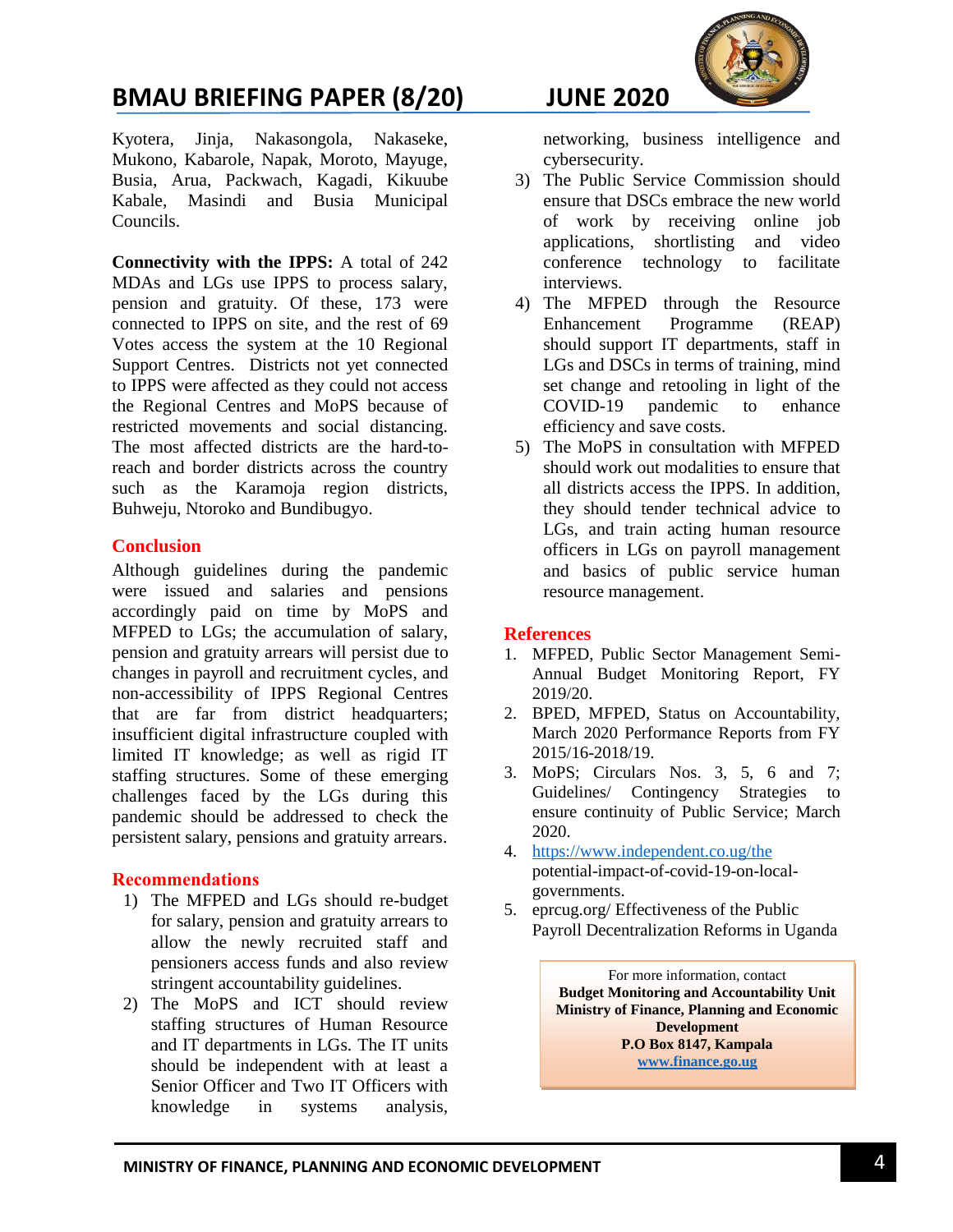Kyotera, Jinja, Nakasongola, Nakaseke, Mukono, Kabarole, Napak, Moroto, Mayuge, Busia, Arua, Packwach, Kagadi, Kikuube Kabale, Masindi and Busia Municipal Councils.

**Connectivity with the IPPS:** A total of 242 MDAs and LGs use IPPS to process salary, pension and gratuity. Of these, 173 were connected to IPPS on site, and the rest of 69 Votes access the system at the 10 Regional Support Centres. Districts not yet connected to IPPS were affected as they could not access the Regional Centres and MoPS because of restricted movements and social distancing. The most affected districts are the hard-to-reach and border districts across the country such as the Karamoja region districts, Buhweju, Ntoroko and Bundibugyo.

## Conclusion

Although guidelines during the pandemic were issued and salaries and pensions accordingly paid on time by MoPS and MFPED to LGs; the accumulation of salary, pension and gratuity arrears will persist due to changes in payroll and recruitment cycles, and non-accessibility of IPPS Regional Centres that are far from district headquarters; insufficient digital infrastructure coupled with limited IT knowledge; as well as rigid IT staffing structures. Some of these emerging challenges faced by the LGs during this pandemic should be addressed to check the persistent salary, pensions and gratuity arrears.

## Recommendations

1) The MFPED and LGs should re-budget for salary, pension and gratuity arrears to allow the newly recruited staff and pensioners access funds and also review stringent accountability guidelines.
2) The MoPS and ICT should review staffing structures of Human Resource and IT departments in LGs. The IT units should be independent with at least a Senior Officer and Two IT Officers with knowledge in systems analysis, networking, business intelligence and cybersecurity.
3) The Public Service Commission should ensure that DSCs embrace the new world of work by receiving online job applications, shortlisting and video conference technology to facilitate interviews.
4) The MFPED through the Resource Enhancement Programme (REAP) should support IT departments, staff in LGs and DSCs in terms of training, mind set change and retooling in light of the COVID-19 pandemic to enhance efficiency and save costs.
5) The MoPS in consultation with MFPED should work out modalities to ensure that all districts access the IPPS. In addition, they should tender technical advice to LGs, and train acting human resource officers in LGs on payroll management and basics of public service human resource management.

## References

1. MFPED, Public Sector Management Semi-Annual Budget Monitoring Report, FY 2019/20.
2. BPED, MFPED, Status on Accountability, March 2020 Performance Reports from FY 2015/16-2018/19.
3. MoPS; Circulars Nos. 3, 5, 6 and 7; Guidelines/ Contingency Strategies to ensure continuity of Public Service; March 2020.
4. https://www.independent.co.ug/the potential-impact-of-covid-19-on-local-governments.
5. eprcug.org/ Effectiveness of the Public Payroll Decentralization Reforms in Uganda

For more information, contact
**Budget Monitoring and Accountability Unit**
**Ministry of Finance, Planning and Economic Development**
**P.O Box 8147, Kampala**
**www.finance.go.ug**